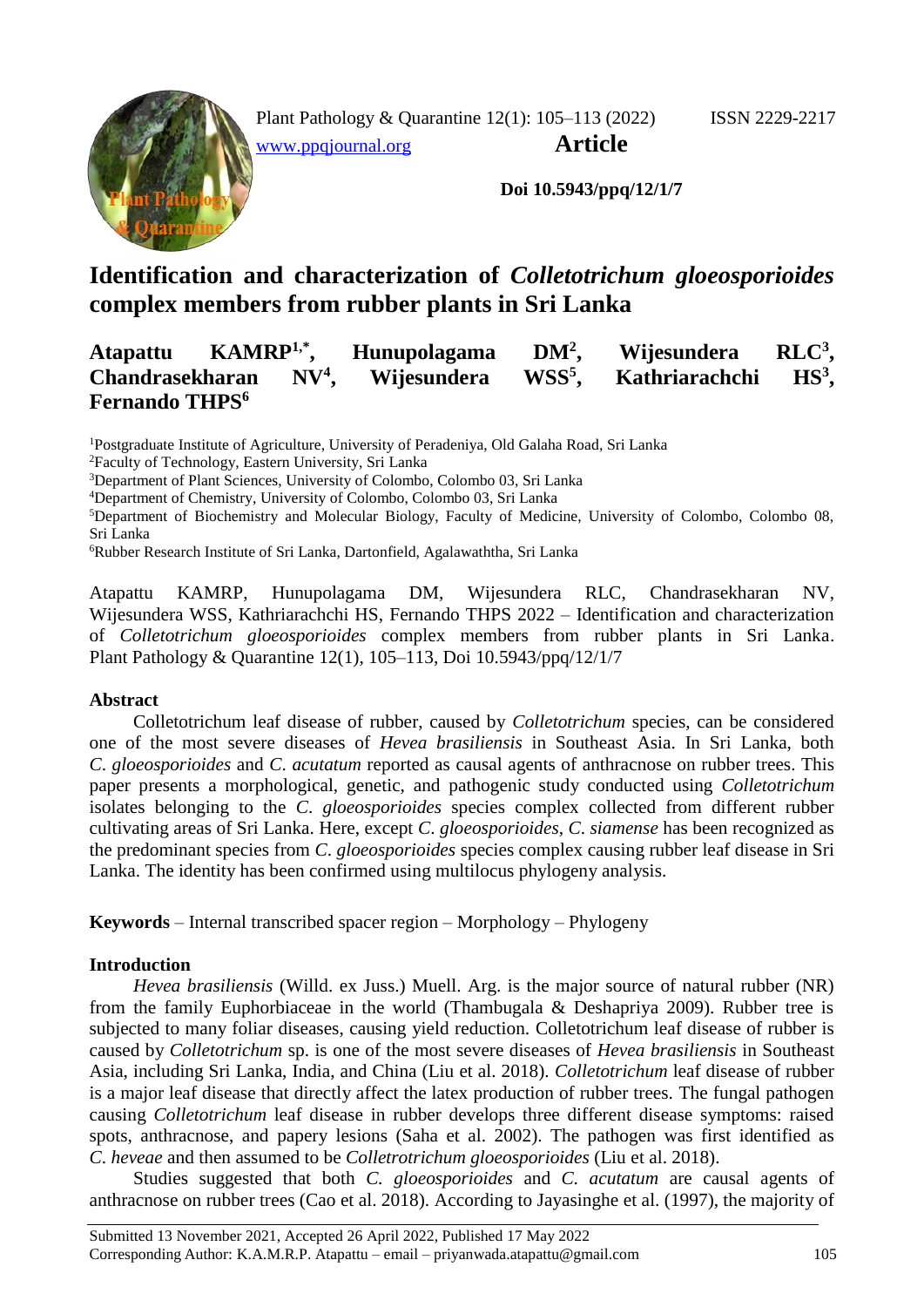Plant Pathology & Quarantine 12(1): 105–113 (2022) ISSN 2229-2217

www.ppqjournal.org **Article**

**Doi 10.5943/ppq/12/1/7**

# Identification and characterization of *Colletotrichum gloeosporioides* complex members from rubber plants in Sri Lanka

**Atapattu KAMRP[1,*], Hunupolagama DM[2], Wijesundera RLC[3], Chandrasekharan NV[4], Wijesundera WSS[5], Kathriarachchi HS[3], Fernando THPS[6]**

[1]Postgraduate Institute of Agriculture, University of Peradeniya, Old Galaha Road, Sri Lanka
[2]Faculty of Technology, Eastern University, Sri Lanka
[3]Department of Plant Sciences, University of Colombo, Colombo 03, Sri Lanka
[4]Department of Chemistry, University of Colombo, Colombo 03, Sri Lanka
[5]Department of Biochemistry and Molecular Biology, Faculty of Medicine, University of Colombo, Colombo 08, Sri Lanka
[6]Rubber Research Institute of Sri Lanka, Dartonfield, Agalawaththa, Sri Lanka

Atapattu KAMRP, Hunupolagama DM, Wijesundera RLC, Chandrasekharan NV, Wijesundera WSS, Kathriarachchi HS, Fernando THPS 2022 – Identification and characterization of *Colletotrichum gloeosporioides* complex members from rubber plants in Sri Lanka. Plant Pathology & Quarantine 12(1), 105–113, Doi 10.5943/ppq/12/1/7

## Abstract

Colletotrichum leaf disease of rubber, caused by *Colletotrichum* species, can be considered one of the most severe diseases of *Hevea brasiliensis* in Southeast Asia. In Sri Lanka, both *C. gloeosporioides* and *C. acutatum* reported as causal agents of anthracnose on rubber trees. This paper presents a morphological, genetic, and pathogenic study conducted using *Colletotrichum* isolates belonging to the *C. gloeosporioides* species complex collected from different rubber cultivating areas of Sri Lanka. Here, except *C. gloeosporioides*, *C. siamense* has been recognized as the predominant species from *C. gloeosporioides* species complex causing rubber leaf disease in Sri Lanka. The identity has been confirmed using multilocus phylogeny analysis.

**Keywords** – Internal transcribed spacer region – Morphology – Phylogeny

## Introduction

*Hevea brasiliensis* (Willd. ex Juss.) Muell. Arg. is the major source of natural rubber (NR) from the family Euphorbiaceae in the world (Thambugala & Deshapriya 2009). Rubber tree is subjected to many foliar diseases, causing yield reduction. Colletotrichum leaf disease of rubber is caused by *Colletotrichum* sp. is one of the most severe diseases of *Hevea brasiliensis* in Southeast Asia, including Sri Lanka, India, and China (Liu et al. 2018). *Colletotrichum* leaf disease of rubber is a major leaf disease that directly affect the latex production of rubber trees. The fungal pathogen causing *Colletotrichum* leaf disease in rubber develops three different disease symptoms: raised spots, anthracnose, and papery lesions (Saha et al. 2002). The pathogen was first identified as *C. heveae* and then assumed to be *Colletrotrichum gloeosporioides* (Liu et al. 2018).

Studies suggested that both *C. gloeosporioides* and *C. acutatum* are causal agents of anthracnose on rubber trees (Cao et al. 2018). According to Jayasinghe et al. (1997), the majority of

Submitted 13 November 2021, Accepted 26 April 2022, Published 17 May 2022
Corresponding Author: K.A.M.R.P. Atapattu – email – priyanwada.atapattu@gmail.com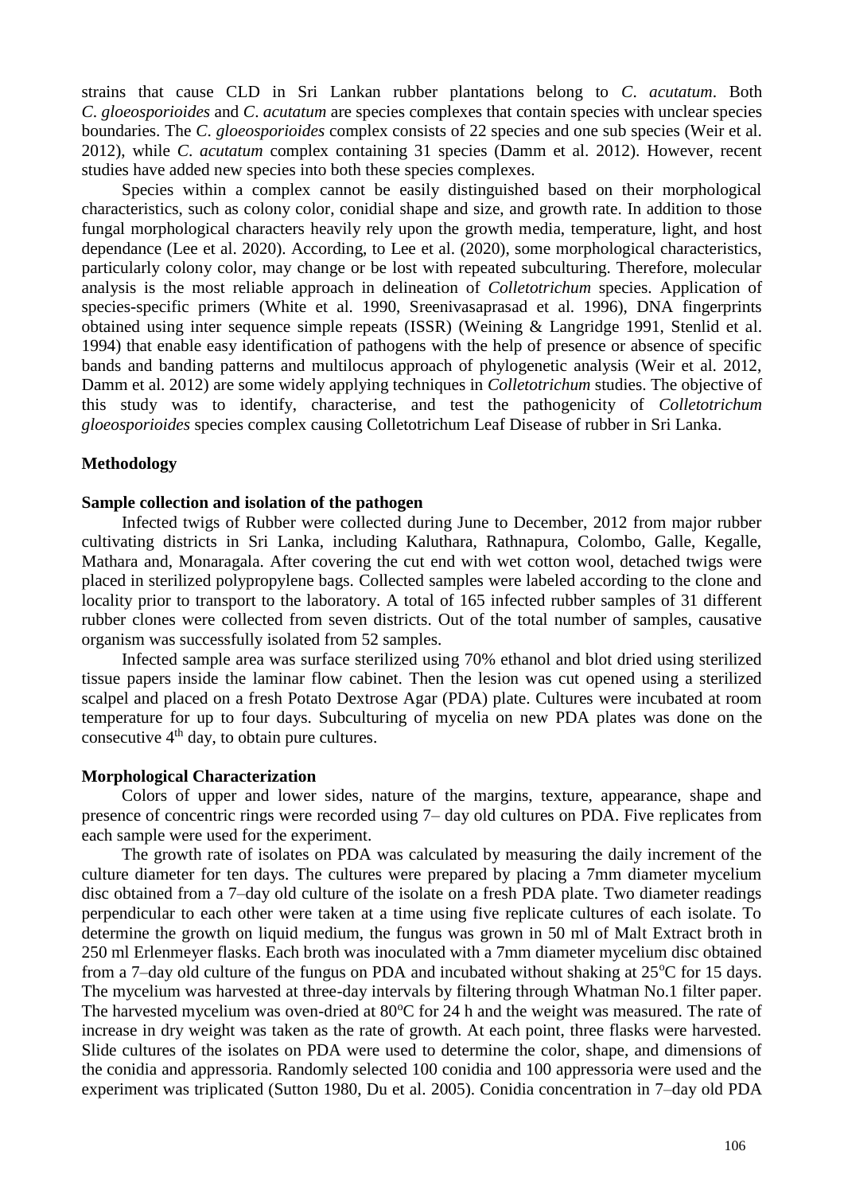strains that cause CLD in Sri Lankan rubber plantations belong to *C. acutatum*. Both *C. gloeosporioides* and *C. acutatum* are species complexes that contain species with unclear species boundaries. The *C. gloeosporioides* complex consists of 22 species and one sub species (Weir et al. 2012), while *C. acutatum* complex containing 31 species (Damm et al. 2012). However, recent studies have added new species into both these species complexes.

Species within a complex cannot be easily distinguished based on their morphological characteristics, such as colony color, conidial shape and size, and growth rate. In addition to those fungal morphological characters heavily rely upon the growth media, temperature, light, and host dependance (Lee et al. 2020). According, to Lee et al. (2020), some morphological characteristics, particularly colony color, may change or be lost with repeated subculturing. Therefore, molecular analysis is the most reliable approach in delineation of *Colletotrichum* species. Application of species-specific primers (White et al. 1990, Sreenivasaprasad et al. 1996), DNA fingerprints obtained using inter sequence simple repeats (ISSR) (Weining & Langridge 1991, Stenlid et al. 1994) that enable easy identification of pathogens with the help of presence or absence of specific bands and banding patterns and multilocus approach of phylogenetic analysis (Weir et al. 2012, Damm et al. 2012) are some widely applying techniques in *Colletotrichum* studies. The objective of this study was to identify, characterise, and test the pathogenicity of *Colletotrichum gloeosporioides* species complex causing Colletotrichum Leaf Disease of rubber in Sri Lanka.

## Methodology

### Sample collection and isolation of the pathogen

Infected twigs of Rubber were collected during June to December, 2012 from major rubber cultivating districts in Sri Lanka, including Kaluthara, Rathnapura, Colombo, Galle, Kegalle, Mathara and, Monaragala. After covering the cut end with wet cotton wool, detached twigs were placed in sterilized polypropylene bags. Collected samples were labeled according to the clone and locality prior to transport to the laboratory. A total of 165 infected rubber samples of 31 different rubber clones were collected from seven districts. Out of the total number of samples, causative organism was successfully isolated from 52 samples.

Infected sample area was surface sterilized using 70% ethanol and blot dried using sterilized tissue papers inside the laminar flow cabinet. Then the lesion was cut opened using a sterilized scalpel and placed on a fresh Potato Dextrose Agar (PDA) plate. Cultures were incubated at room temperature for up to four days. Subculturing of mycelia on new PDA plates was done on the consecutive 4th day, to obtain pure cultures.

### Morphological Characterization

Colors of upper and lower sides, nature of the margins, texture, appearance, shape and presence of concentric rings were recorded using 7– day old cultures on PDA. Five replicates from each sample were used for the experiment.

The growth rate of isolates on PDA was calculated by measuring the daily increment of the culture diameter for ten days. The cultures were prepared by placing a 7mm diameter mycelium disc obtained from a 7–day old culture of the isolate on a fresh PDA plate. Two diameter readings perpendicular to each other were taken at a time using five replicate cultures of each isolate. To determine the growth on liquid medium, the fungus was grown in 50 ml of Malt Extract broth in 250 ml Erlenmeyer flasks. Each broth was inoculated with a 7mm diameter mycelium disc obtained from a 7–day old culture of the fungus on PDA and incubated without shaking at 25°C for 15 days. The mycelium was harvested at three-day intervals by filtering through Whatman No.1 filter paper. The harvested mycelium was oven-dried at 80°C for 24 h and the weight was measured. The rate of increase in dry weight was taken as the rate of growth. At each point, three flasks were harvested. Slide cultures of the isolates on PDA were used to determine the color, shape, and dimensions of the conidia and appressoria. Randomly selected 100 conidia and 100 appressoria were used and the experiment was triplicated (Sutton 1980, Du et al. 2005). Conidia concentration in 7–day old PDA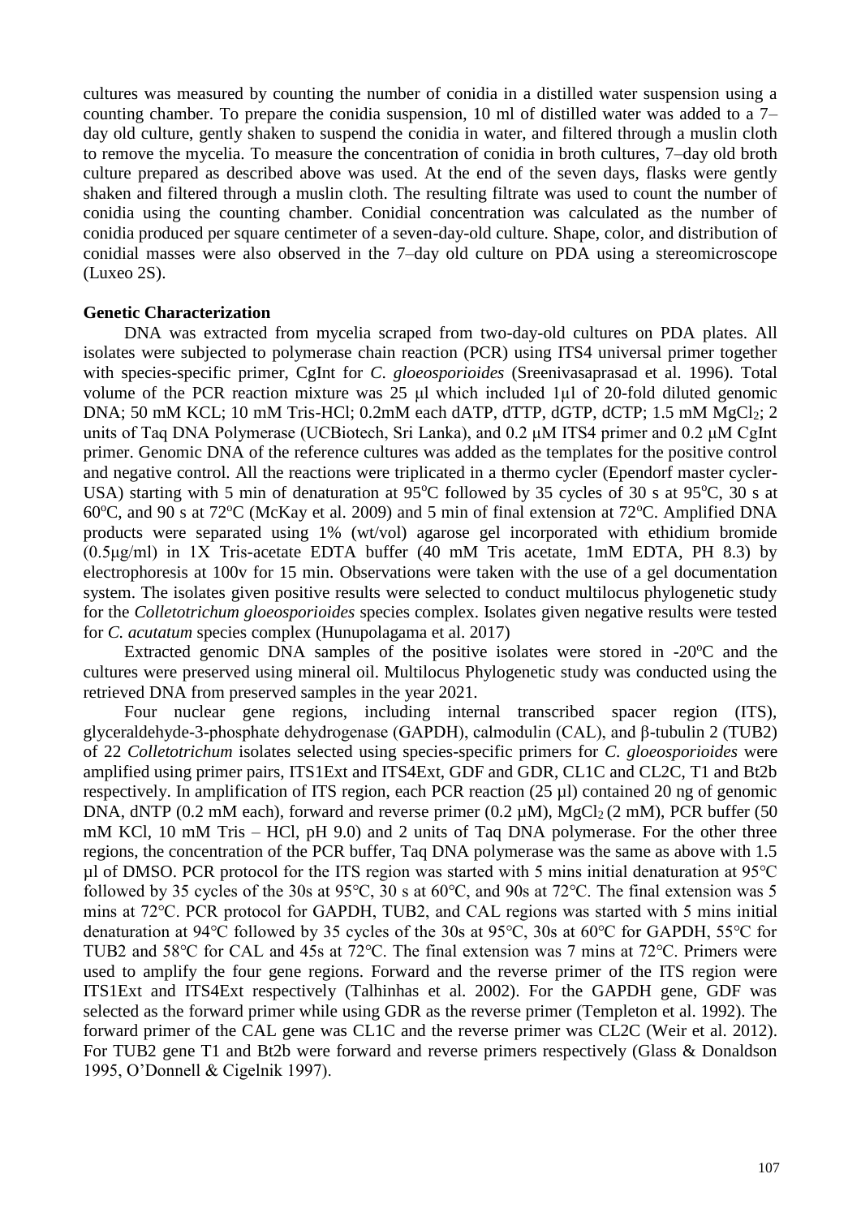cultures was measured by counting the number of conidia in a distilled water suspension using a counting chamber. To prepare the conidia suspension, 10 ml of distilled water was added to a 7–day old culture, gently shaken to suspend the conidia in water, and filtered through a muslin cloth to remove the mycelia. To measure the concentration of conidia in broth cultures, 7–day old broth culture prepared as described above was used. At the end of the seven days, flasks were gently shaken and filtered through a muslin cloth. The resulting filtrate was used to count the number of conidia using the counting chamber. Conidial concentration was calculated as the number of conidia produced per square centimeter of a seven-day-old culture. Shape, color, and distribution of conidial masses were also observed in the 7–day old culture on PDA using a stereomicroscope (Luxeo 2S).

**Genetic Characterization**

DNA was extracted from mycelia scraped from two-day-old cultures on PDA plates. All isolates were subjected to polymerase chain reaction (PCR) using ITS4 universal primer together with species-specific primer, CgInt for *C. gloeosporioides* (Sreenivasaprasad et al. 1996). Total volume of the PCR reaction mixture was 25 μl which included 1μl of 20-fold diluted genomic DNA; 50 mM KCL; 10 mM Tris-HCl; 0.2mM each dATP, dTTP, dGTP, dCTP; 1.5 mM $MgCl_2$; 2 units of Taq DNA Polymerase (UCBiotech, Sri Lanka), and 0.2 μM ITS4 primer and 0.2 μM CgInt primer. Genomic DNA of the reference cultures was added as the templates for the positive control and negative control. All the reactions were triplicated in a thermo cycler (Ependorf master cycler-USA) starting with 5 min of denaturation at 95°C followed by 35 cycles of 30 s at 95°C, 30 s at 60°C, and 90 s at 72°C (McKay et al. 2009) and 5 min of final extension at 72°C. Amplified DNA products were separated using 1% (wt/vol) agarose gel incorporated with ethidium bromide (0.5μg/ml) in 1X Tris-acetate EDTA buffer (40 mM Tris acetate, 1mM EDTA, PH 8.3) by electrophoresis at 100v for 15 min. Observations were taken with the use of a gel documentation system. The isolates given positive results were selected to conduct multilocus phylogenetic study for the *Colletotrichum gloeosporioides* species complex. Isolates given negative results were tested for *C. acutatum* species complex (Hunupolagama et al. 2017)

Extracted genomic DNA samples of the positive isolates were stored in -20°C and the cultures were preserved using mineral oil. Multilocus Phylogenetic study was conducted using the retrieved DNA from preserved samples in the year 2021.

Four nuclear gene regions, including internal transcribed spacer region (ITS), glyceraldehyde-3-phosphate dehydrogenase (GAPDH), calmodulin (CAL), and β-tubulin 2 (TUB2) of 22 *Colletotrichum* isolates selected using species-specific primers for *C. gloeosporioides* were amplified using primer pairs, ITS1Ext and ITS4Ext, GDF and GDR, CL1C and CL2C, T1 and Bt2b respectively. In amplification of ITS region, each PCR reaction (25 µl) contained 20 ng of genomic DNA, dNTP (0.2 mM each), forward and reverse primer (0.2 µM), $MgCl_2$ (2 mM), PCR buffer (50 mM KCl, 10 mM Tris – HCl, pH 9.0) and 2 units of Taq DNA polymerase. For the other three regions, the concentration of the PCR buffer, Taq DNA polymerase was the same as above with 1.5 µl of DMSO. PCR protocol for the ITS region was started with 5 mins initial denaturation at 95°C followed by 35 cycles of the 30s at 95°C, 30 s at 60°C, and 90s at 72°C. The final extension was 5 mins at 72°C. PCR protocol for GAPDH, TUB2, and CAL regions was started with 5 mins initial denaturation at 94°C followed by 35 cycles of the 30s at 95°C, 30s at 60°C for GAPDH, 55°C for TUB2 and 58°C for CAL and 45s at 72°C. The final extension was 7 mins at 72°C. Primers were used to amplify the four gene regions. Forward and the reverse primer of the ITS region were ITS1Ext and ITS4Ext respectively (Talhinhas et al. 2002). For the GAPDH gene, GDF was selected as the forward primer while using GDR as the reverse primer (Templeton et al. 1992). The forward primer of the CAL gene was CL1C and the reverse primer was CL2C (Weir et al. 2012). For TUB2 gene T1 and Bt2b were forward and reverse primers respectively (Glass & Donaldson 1995, O'Donnell & Cigelnik 1997).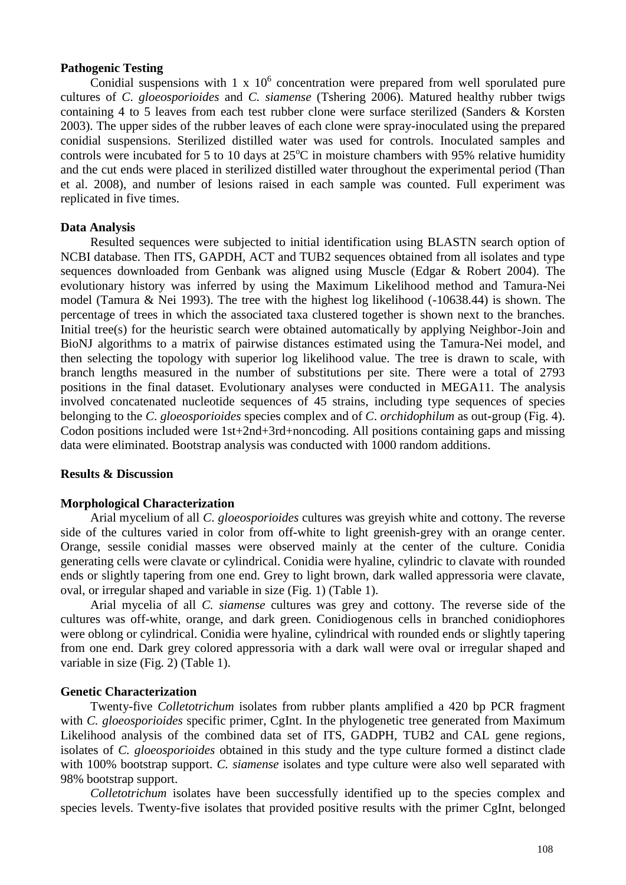**Pathogenic Testing**

Conidial suspensions with 1 x $10^6$ concentration were prepared from well sporulated pure cultures of *C. gloeosporioides* and *C. siamense* (Tshering 2006). Matured healthy rubber twigs containing 4 to 5 leaves from each test rubber clone were surface sterilized (Sanders & Korsten 2003). The upper sides of the rubber leaves of each clone were spray-inoculated using the prepared conidial suspensions. Sterilized distilled water was used for controls. Inoculated samples and controls were incubated for 5 to 10 days at 25°C in moisture chambers with 95% relative humidity and the cut ends were placed in sterilized distilled water throughout the experimental period (Than et al. 2008), and number of lesions raised in each sample was counted. Full experiment was replicated in five times.

**Data Analysis**

Resulted sequences were subjected to initial identification using BLASTN search option of NCBI database. Then ITS, GAPDH, ACT and TUB2 sequences obtained from all isolates and type sequences downloaded from Genbank was aligned using Muscle (Edgar & Robert 2004). The evolutionary history was inferred by using the Maximum Likelihood method and Tamura-Nei model (Tamura & Nei 1993). The tree with the highest log likelihood (-10638.44) is shown. The percentage of trees in which the associated taxa clustered together is shown next to the branches. Initial tree(s) for the heuristic search were obtained automatically by applying Neighbor-Join and BioNJ algorithms to a matrix of pairwise distances estimated using the Tamura-Nei model, and then selecting the topology with superior log likelihood value. The tree is drawn to scale, with branch lengths measured in the number of substitutions per site. There were a total of 2793 positions in the final dataset. Evolutionary analyses were conducted in MEGA11. The analysis involved concatenated nucleotide sequences of 45 strains, including type sequences of species belonging to the *C. gloeosporioides* species complex and of *C. orchidophilum* as out-group (Fig. 4). Codon positions included were 1st+2nd+3rd+noncoding. All positions containing gaps and missing data were eliminated. Bootstrap analysis was conducted with 1000 random additions.

**Results & Discussion**

**Morphological Characterization**

Arial mycelium of all *C. gloeosporioides* cultures was greyish white and cottony. The reverse side of the cultures varied in color from off-white to light greenish-grey with an orange center. Orange, sessile conidial masses were observed mainly at the center of the culture. Conidia generating cells were clavate or cylindrical. Conidia were hyaline, cylindric to clavate with rounded ends or slightly tapering from one end. Grey to light brown, dark walled appressoria were clavate, oval, or irregular shaped and variable in size (Fig. 1) (Table 1).

Arial mycelia of all *C. siamense* cultures was grey and cottony. The reverse side of the cultures was off-white, orange, and dark green. Conidiogenous cells in branched conidiophores were oblong or cylindrical. Conidia were hyaline, cylindrical with rounded ends or slightly tapering from one end. Dark grey colored appressoria with a dark wall were oval or irregular shaped and variable in size (Fig. 2) (Table 1).

**Genetic Characterization**

Twenty-five *Colletotrichum* isolates from rubber plants amplified a 420 bp PCR fragment with *C. gloeosporioides* specific primer, CgInt. In the phylogenetic tree generated from Maximum Likelihood analysis of the combined data set of ITS, GADPH, TUB2 and CAL gene regions, isolates of *C. gloeosporioides* obtained in this study and the type culture formed a distinct clade with 100% bootstrap support. *C. siamense* isolates and type culture were also well separated with 98% bootstrap support.

*Colletotrichum* isolates have been successfully identified up to the species complex and species levels. Twenty-five isolates that provided positive results with the primer CgInt, belonged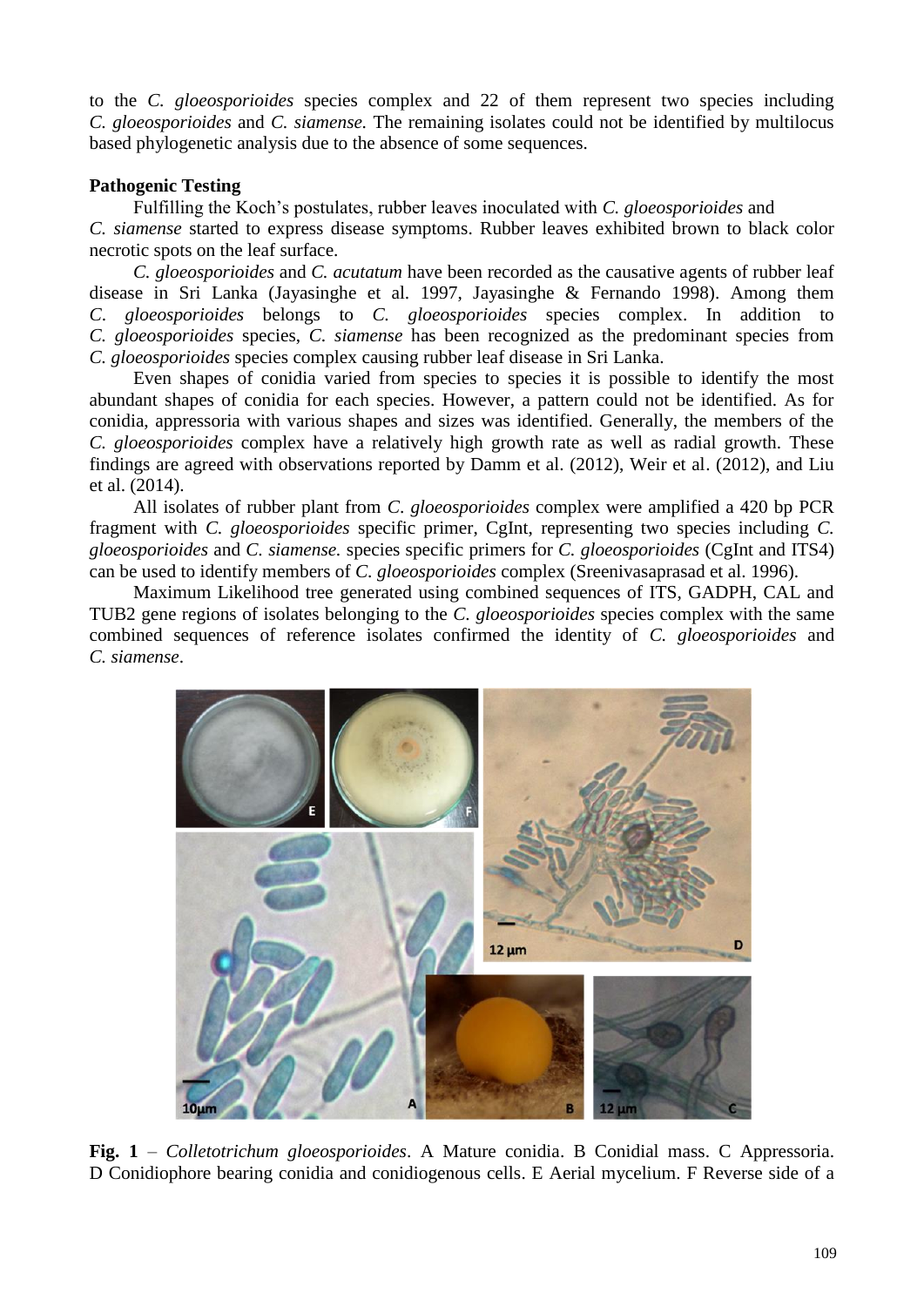to the *C. gloeosporioides* species complex and 22 of them represent two species including *C. gloeosporioides* and *C. siamense.* The remaining isolates could not be identified by multilocus based phylogenetic analysis due to the absence of some sequences.

**Pathogenic Testing**

Fulfilling the Koch's postulates, rubber leaves inoculated with *C. gloeosporioides* and *C. siamense* started to express disease symptoms. Rubber leaves exhibited brown to black color necrotic spots on the leaf surface.

*C. gloeosporioides* and *C. acutatum* have been recorded as the causative agents of rubber leaf disease in Sri Lanka (Jayasinghe et al. 1997, Jayasinghe & Fernando 1998). Among them *C. gloeosporioides* belongs to *C. gloeosporioides* species complex. In addition to *C. gloeosporioides* species, *C. siamense* has been recognized as the predominant species from *C. gloeosporioides* species complex causing rubber leaf disease in Sri Lanka.

Even shapes of conidia varied from species to species it is possible to identify the most abundant shapes of conidia for each species. However, a pattern could not be identified. As for conidia, appressoria with various shapes and sizes was identified. Generally, the members of the *C. gloeosporioides* complex have a relatively high growth rate as well as radial growth. These findings are agreed with observations reported by Damm et al. (2012), Weir et al. (2012), and Liu et al. (2014).

All isolates of rubber plant from *C. gloeosporioides* complex were amplified a 420 bp PCR fragment with *C. gloeosporioides* specific primer, CgInt, representing two species including *C. gloeosporioides* and *C. siamense.* species specific primers for *C. gloeosporioides* (CgInt and ITS4) can be used to identify members of *C. gloeosporioides* complex (Sreenivasaprasad et al. 1996).

Maximum Likelihood tree generated using combined sequences of ITS, GADPH, CAL and TUB2 gene regions of isolates belonging to the *C. gloeosporioides* species complex with the same combined sequences of reference isolates confirmed the identity of *C. gloeosporioides* and *C. siamense*.

**Fig. 1** – *Colletotrichum gloeosporioides*. A Mature conidia. B Conidial mass. C Appressoria. D Conidiophore bearing conidia and conidiogenous cells. E Aerial mycelium. F Reverse side of a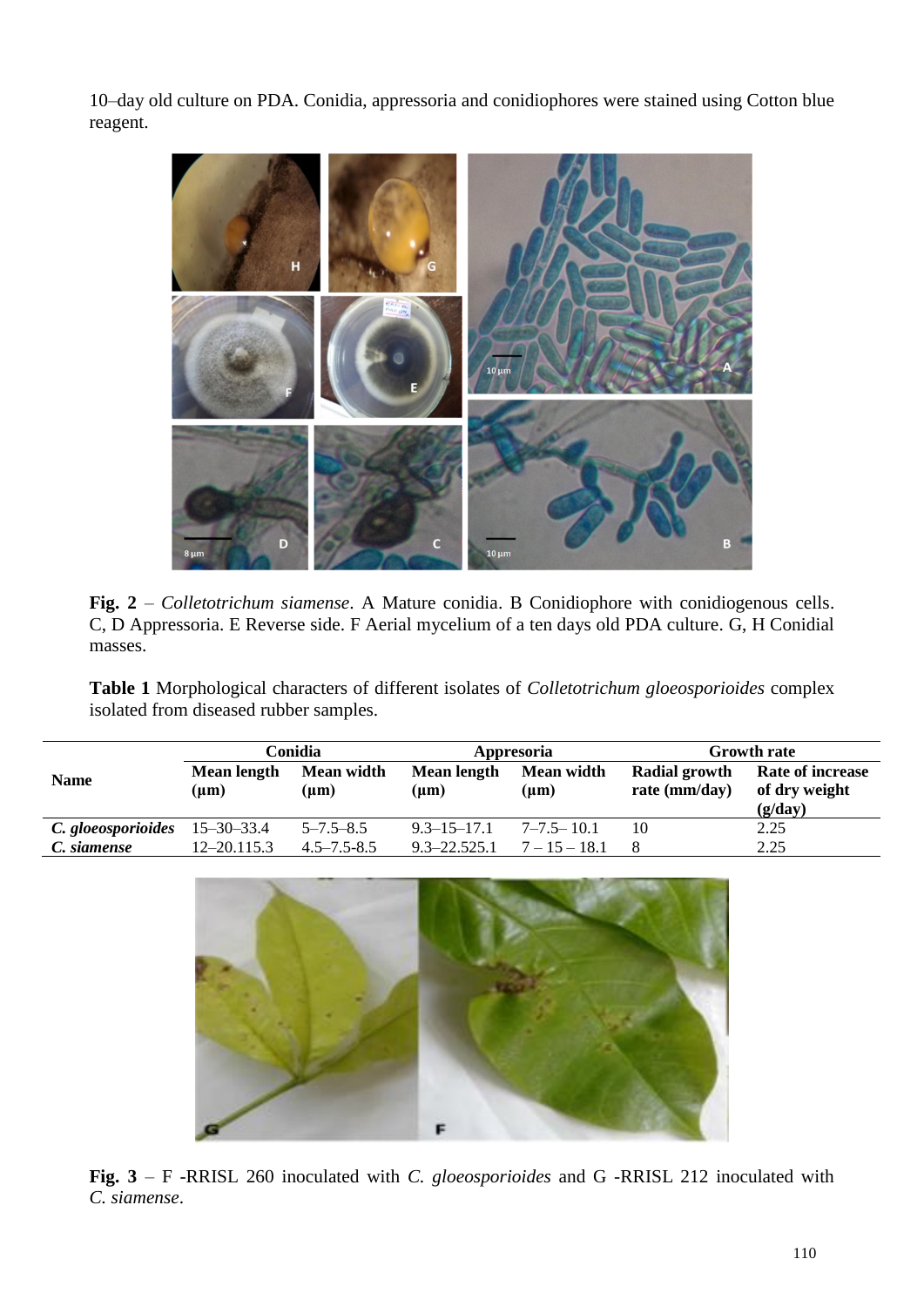10–day old culture on PDA. Conidia, appressoria and conidiophores were stained using Cotton blue reagent.

**Fig. 2** – *Colletotrichum siamense*. A Mature conidia. B Conidiophore with conidiogenous cells. C, D Appressoria. E Reverse side. F Aerial mycelium of a ten days old PDA culture. G, H Conidial masses.

**Table 1** Morphological characters of different isolates of *Colletotrichum gloeosporioides* complex isolated from diseased rubber samples.

| Name | Conidia | | Appresoria | | Growth rate | |
|---|---|---|---|---|---|---|
| | **Mean length (µm)** | **Mean width (µm)** | **Mean length (µm)** | **Mean width (µm)** | **Radial growth rate (mm/day)** | **Rate of increase of dry weight (g/day)** |
| ***C. gloeosporioides*** | 15–30–33.4 | 5–7.5–8.5 | 9.3–15–17.1 | 7–7.5– 10.1 | 10 | 2.25 |
| ***C. siamense*** | 12–20.115.3 | 4.5–7.5-8.5 | 9.3–22.525.1 | 7 – 15 – 18.1 | 8 | 2.25 |

**Fig. 3** – F -RRISL 260 inoculated with *C. gloeosporioides* and G -RRISL 212 inoculated with *C. siamense*.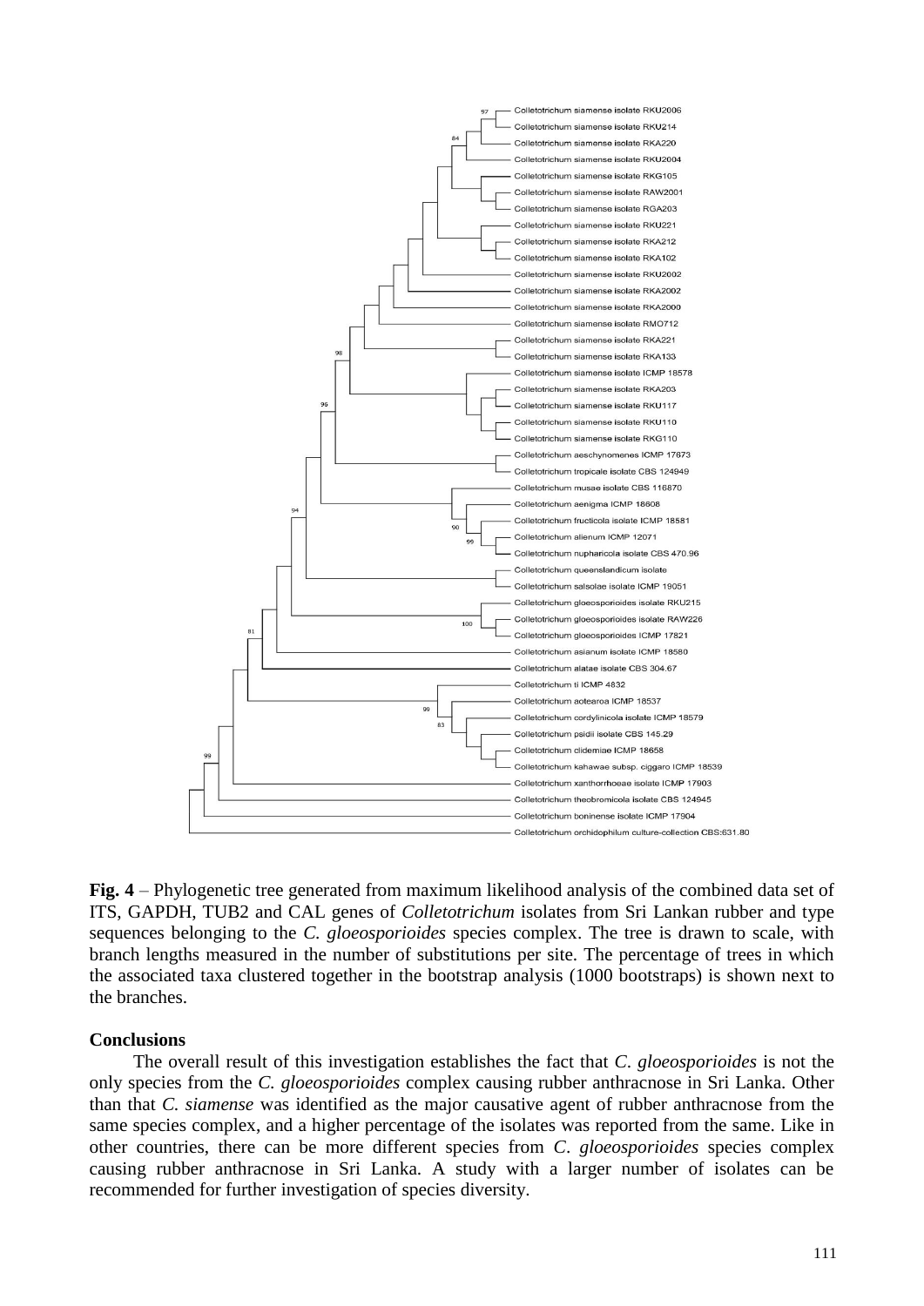**Fig. 4** – Phylogenetic tree generated from maximum likelihood analysis of the combined data set of ITS, GAPDH, TUB2 and CAL genes of *Colletotrichum* isolates from Sri Lankan rubber and type sequences belonging to the *C. gloeosporioides* species complex. The tree is drawn to scale, with branch lengths measured in the number of substitutions per site. The percentage of trees in which the associated taxa clustered together in the bootstrap analysis (1000 bootstraps) is shown next to the branches.

## Conclusions

The overall result of this investigation establishes the fact that *C. gloeosporioides* is not the only species from the *C. gloeosporioides* complex causing rubber anthracnose in Sri Lanka. Other than that *C. siamense* was identified as the major causative agent of rubber anthracnose from the same species complex, and a higher percentage of the isolates was reported from the same. Like in other countries, there can be more different species from *C. gloeosporioides* species complex causing rubber anthracnose in Sri Lanka. A study with a larger number of isolates can be recommended for further investigation of species diversity.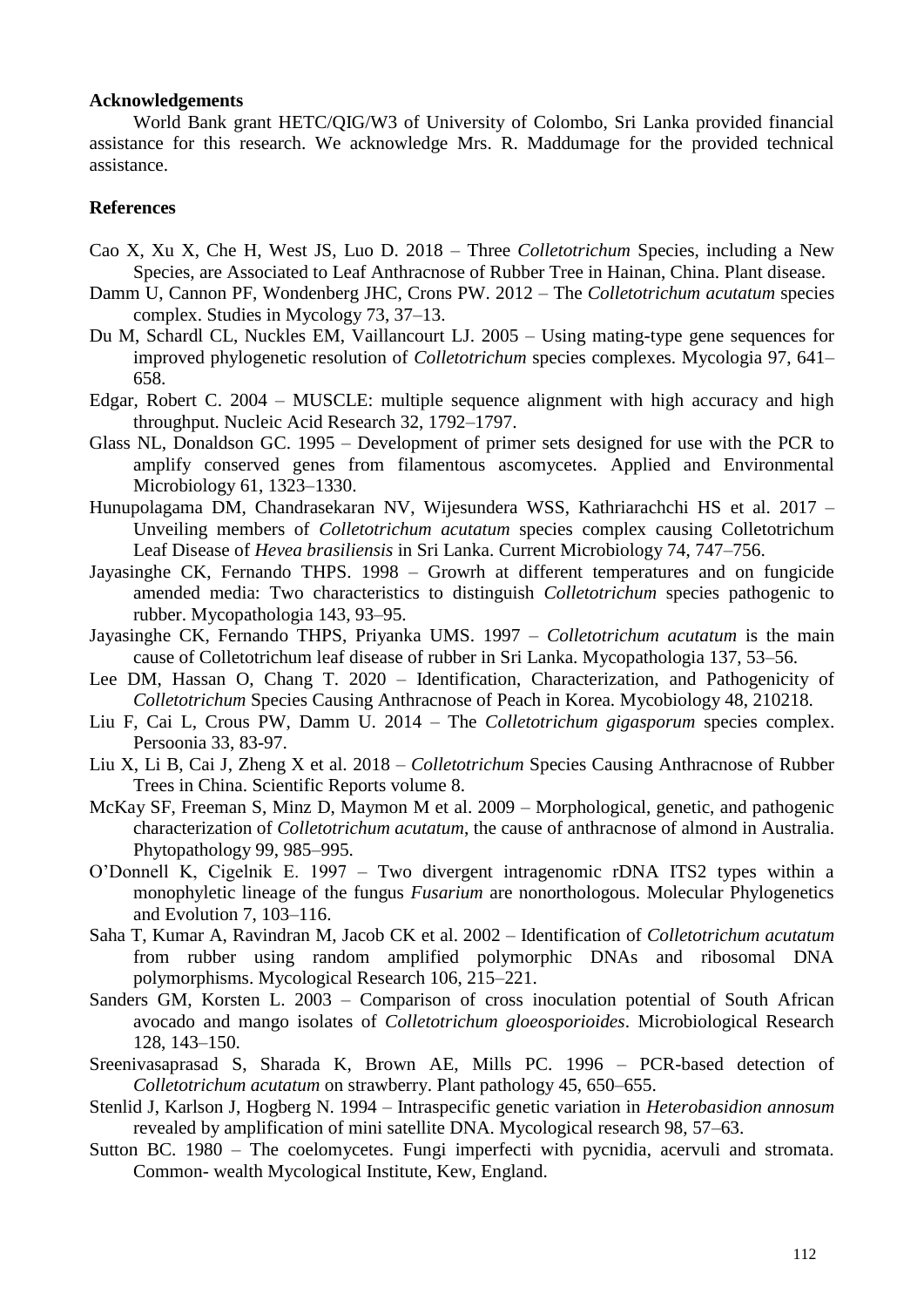## Acknowledgements

World Bank grant HETC/QIG/W3 of University of Colombo, Sri Lanka provided financial assistance for this research. We acknowledge Mrs. R. Maddumage for the provided technical assistance.

## References

Cao X, Xu X, Che H, West JS, Luo D. 2018 – Three *Colletotrichum* Species, including a New Species, are Associated to Leaf Anthracnose of Rubber Tree in Hainan, China. Plant disease.

Damm U, Cannon PF, Wondenberg JHC, Crons PW. 2012 – The *Colletotrichum acutatum* species complex. Studies in Mycology 73, 37–13.

Du M, Schardl CL, Nuckles EM, Vaillancourt LJ. 2005 – Using mating-type gene sequences for improved phylogenetic resolution of *Colletotrichum* species complexes. Mycologia 97, 641–658.

Edgar, Robert C. 2004 – MUSCLE: multiple sequence alignment with high accuracy and high throughput. Nucleic Acid Research 32, 1792–1797.

Glass NL, Donaldson GC. 1995 – Development of primer sets designed for use with the PCR to amplify conserved genes from filamentous ascomycetes. Applied and Environmental Microbiology 61, 1323–1330.

Hunupolagama DM, Chandrasekaran NV, Wijesundera WSS, Kathriarachchi HS et al. 2017 – Unveiling members of *Colletotrichum acutatum* species complex causing Colletotrichum Leaf Disease of *Hevea brasiliensis* in Sri Lanka. Current Microbiology 74, 747–756.

Jayasinghe CK, Fernando THPS. 1998 – Growrh at different temperatures and on fungicide amended media: Two characteristics to distinguish *Colletotrichum* species pathogenic to rubber. Mycopathologia 143, 93–95.

Jayasinghe CK, Fernando THPS, Priyanka UMS. 1997 – *Colletotrichum acutatum* is the main cause of Colletotrichum leaf disease of rubber in Sri Lanka. Mycopathologia 137, 53–56.

Lee DM, Hassan O, Chang T. 2020 – Identification, Characterization, and Pathogenicity of *Colletotrichum* Species Causing Anthracnose of Peach in Korea. Mycobiology 48, 210218.

Liu F, Cai L, Crous PW, Damm U. 2014 – The *Colletotrichum gigasporum* species complex. Persoonia 33, 83-97.

Liu X, Li B, Cai J, Zheng X et al. 2018 – *Colletotrichum* Species Causing Anthracnose of Rubber Trees in China. Scientific Reports volume 8.

McKay SF, Freeman S, Minz D, Maymon M et al. 2009 – Morphological, genetic, and pathogenic characterization of *Colletotrichum acutatum*, the cause of anthracnose of almond in Australia. Phytopathology 99, 985–995.

O'Donnell K, Cigelnik E. 1997 – Two divergent intragenomic rDNA ITS2 types within a monophyletic lineage of the fungus *Fusarium* are nonorthologous. Molecular Phylogenetics and Evolution 7, 103–116.

Saha T, Kumar A, Ravindran M, Jacob CK et al. 2002 – Identification of *Colletotrichum acutatum* from rubber using random amplified polymorphic DNAs and ribosomal DNA polymorphisms. Mycological Research 106, 215–221.

Sanders GM, Korsten L. 2003 – Comparison of cross inoculation potential of South African avocado and mango isolates of *Colletotrichum gloeosporioides*. Microbiological Research 128, 143–150.

Sreenivasaprasad S, Sharada K, Brown AE, Mills PC. 1996 – PCR-based detection of *Colletotrichum acutatum* on strawberry. Plant pathology 45, 650–655.

Stenlid J, Karlson J, Hogberg N. 1994 – Intraspecific genetic variation in *Heterobasidion annosum* revealed by amplification of mini satellite DNA. Mycological research 98, 57–63.

Sutton BC. 1980 – The coelomycetes. Fungi imperfecti with pycnidia, acervuli and stromata. Common- wealth Mycological Institute, Kew, England.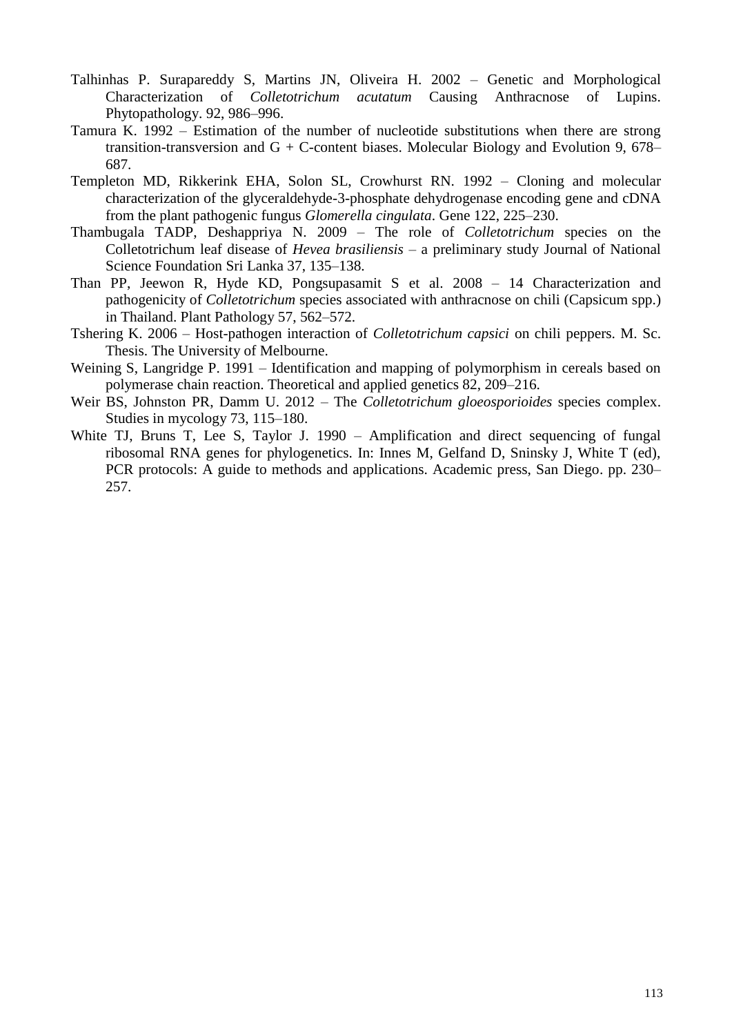Talhinhas P. Surapareddy S, Martins JN, Oliveira H. 2002 – Genetic and Morphological Characterization of *Colletotrichum acutatum* Causing Anthracnose of Lupins. Phytopathology. 92, 986–996.

Tamura K. 1992 – Estimation of the number of nucleotide substitutions when there are strong transition-transversion and G + C-content biases. Molecular Biology and Evolution 9, 678–687.

Templeton MD, Rikkerink EHA, Solon SL, Crowhurst RN. 1992 – Cloning and molecular characterization of the glyceraldehyde-3-phosphate dehydrogenase encoding gene and cDNA from the plant pathogenic fungus *Glomerella cingulata*. Gene 122, 225–230.

Thambugala TADP, Deshappriya N. 2009 – The role of *Colletotrichum* species on the Colletotrichum leaf disease of *Hevea brasiliensis* – a preliminary study Journal of National Science Foundation Sri Lanka 37, 135–138.

Than PP, Jeewon R, Hyde KD, Pongsupasamit S et al. 2008 – 14 Characterization and pathogenicity of *Colletotrichum* species associated with anthracnose on chili (Capsicum spp.) in Thailand. Plant Pathology 57, 562–572.

Tshering K. 2006 – Host-pathogen interaction of *Colletotrichum capsici* on chili peppers. M. Sc. Thesis. The University of Melbourne.

Weining S, Langridge P. 1991 – Identification and mapping of polymorphism in cereals based on polymerase chain reaction. Theoretical and applied genetics 82, 209–216.

Weir BS, Johnston PR, Damm U. 2012 – The *Colletotrichum gloeosporioides* species complex. Studies in mycology 73, 115–180.

White TJ, Bruns T, Lee S, Taylor J. 1990 – Amplification and direct sequencing of fungal ribosomal RNA genes for phylogenetics. In: Innes M, Gelfand D, Sninsky J, White T (ed), PCR protocols: A guide to methods and applications. Academic press, San Diego. pp. 230–257.